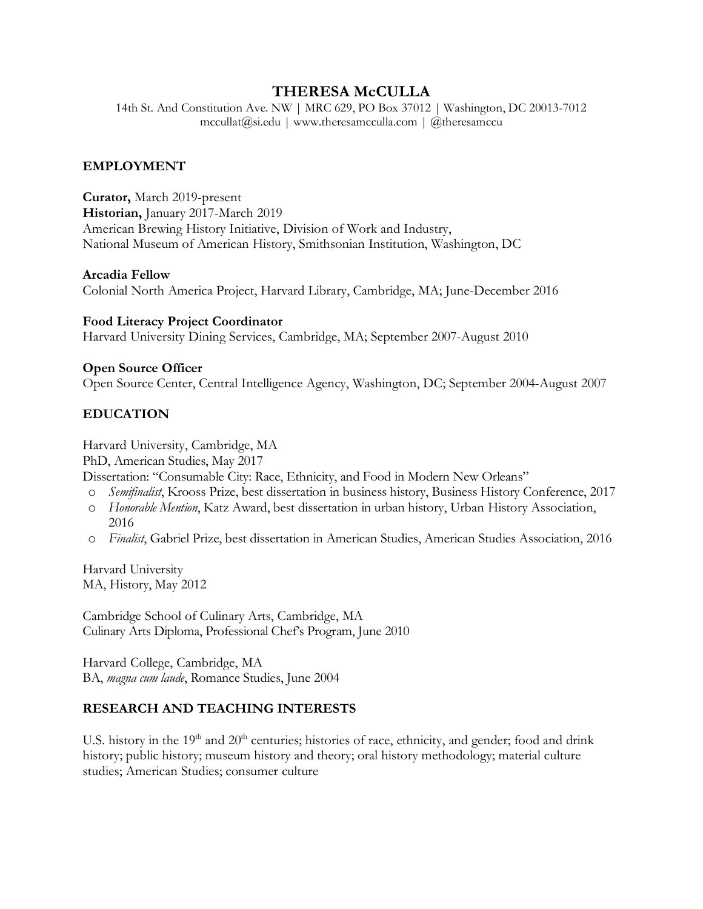# THERESA McCULLA

14th St. And Constitution Ave. NW | MRC 629, PO Box 37012 | Washington, DC 20013-7012
mccullat@si.edu | www.theresamcculla.com | @theresamccu

## EMPLOYMENT

**Curator,** March 2019-present
**Historian,** January 2017-March 2019
American Brewing History Initiative, Division of Work and Industry,
National Museum of American History, Smithsonian Institution, Washington, DC

**Arcadia Fellow**
Colonial North America Project, Harvard Library, Cambridge, MA; June-December 2016

**Food Literacy Project Coordinator**
Harvard University Dining Services, Cambridge, MA; September 2007-August 2010

**Open Source Officer**
Open Source Center, Central Intelligence Agency, Washington, DC; September 2004-August 2007

## EDUCATION

Harvard University, Cambridge, MA
PhD, American Studies, May 2017
Dissertation: "Consumable City: Race, Ethnicity, and Food in Modern New Orleans"

- *Semifinalist*, Krooss Prize, best dissertation in business history, Business History Conference, 2017
- *Honorable Mention*, Katz Award, best dissertation in urban history, Urban History Association, 2016
- *Finalist*, Gabriel Prize, best dissertation in American Studies, American Studies Association, 2016

Harvard University
MA, History, May 2012

Cambridge School of Culinary Arts, Cambridge, MA
Culinary Arts Diploma, Professional Chef's Program, June 2010

Harvard College, Cambridge, MA
BA, *magna cum laude*, Romance Studies, June 2004

## RESEARCH AND TEACHING INTERESTS

U.S. history in the 19th and 20th centuries; histories of race, ethnicity, and gender; food and drink history; public history; museum history and theory; oral history methodology; material culture studies; American Studies; consumer culture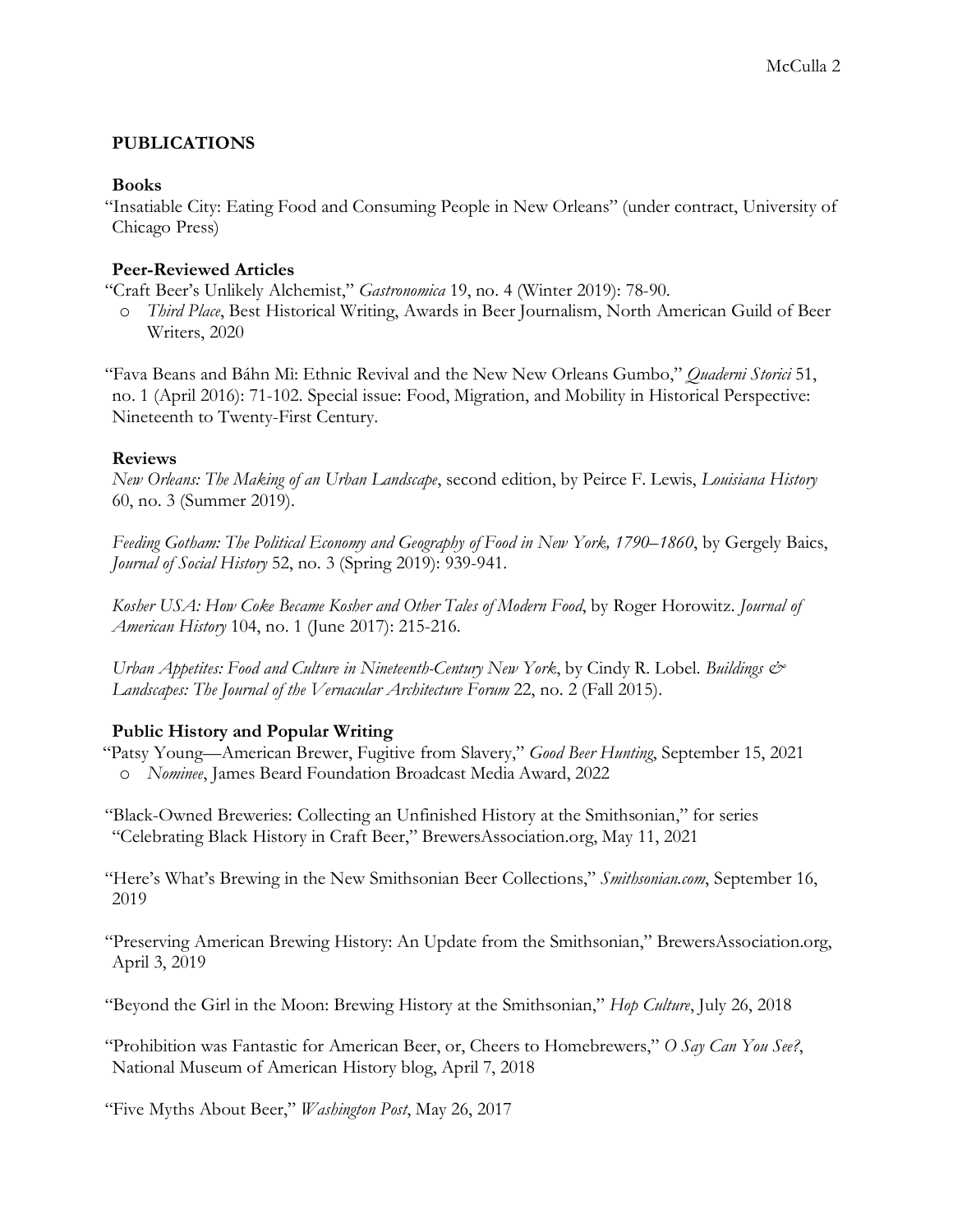## PUBLICATIONS

### Books

"Insatiable City: Eating Food and Consuming People in New Orleans" (under contract, University of Chicago Press)

### Peer-Reviewed Articles

"Craft Beer's Unlikely Alchemist," *Gastronomica* 19, no. 4 (Winter 2019): 78-90.

- *Third Place*, Best Historical Writing, Awards in Beer Journalism, North American Guild of Beer Writers, 2020

"Fava Beans and Báhn Mì: Ethnic Revival and the New New Orleans Gumbo," *Quaderni Storici* 51, no. 1 (April 2016): 71-102. Special issue: Food, Migration, and Mobility in Historical Perspective: Nineteenth to Twenty-First Century.

### Reviews

*New Orleans: The Making of an Urban Landscape*, second edition, by Peirce F. Lewis, *Louisiana History* 60, no. 3 (Summer 2019).

*Feeding Gotham: The Political Economy and Geography of Food in New York, 1790–1860*, by Gergely Baics, *Journal of Social History* 52, no. 3 (Spring 2019): 939-941.

*Kosher USA: How Coke Became Kosher and Other Tales of Modern Food*, by Roger Horowitz. *Journal of American History* 104, no. 1 (June 2017): 215-216.

*Urban Appetites: Food and Culture in Nineteenth-Century New York*, by Cindy R. Lobel. *Buildings & Landscapes: The Journal of the Vernacular Architecture Forum* 22, no. 2 (Fall 2015).

### Public History and Popular Writing

"Patsy Young—American Brewer, Fugitive from Slavery," *Good Beer Hunting*, September 15, 2021

- *Nominee*, James Beard Foundation Broadcast Media Award, 2022

"Black-Owned Breweries: Collecting an Unfinished History at the Smithsonian," for series "Celebrating Black History in Craft Beer," BrewersAssociation.org, May 11, 2021

"Here's What's Brewing in the New Smithsonian Beer Collections," *Smithsonian.com*, September 16, 2019

"Preserving American Brewing History: An Update from the Smithsonian," BrewersAssociation.org, April 3, 2019

"Beyond the Girl in the Moon: Brewing History at the Smithsonian," *Hop Culture*, July 26, 2018

"Prohibition was Fantastic for American Beer, or, Cheers to Homebrewers," *O Say Can You See?*, National Museum of American History blog, April 7, 2018

"Five Myths About Beer," *Washington Post*, May 26, 2017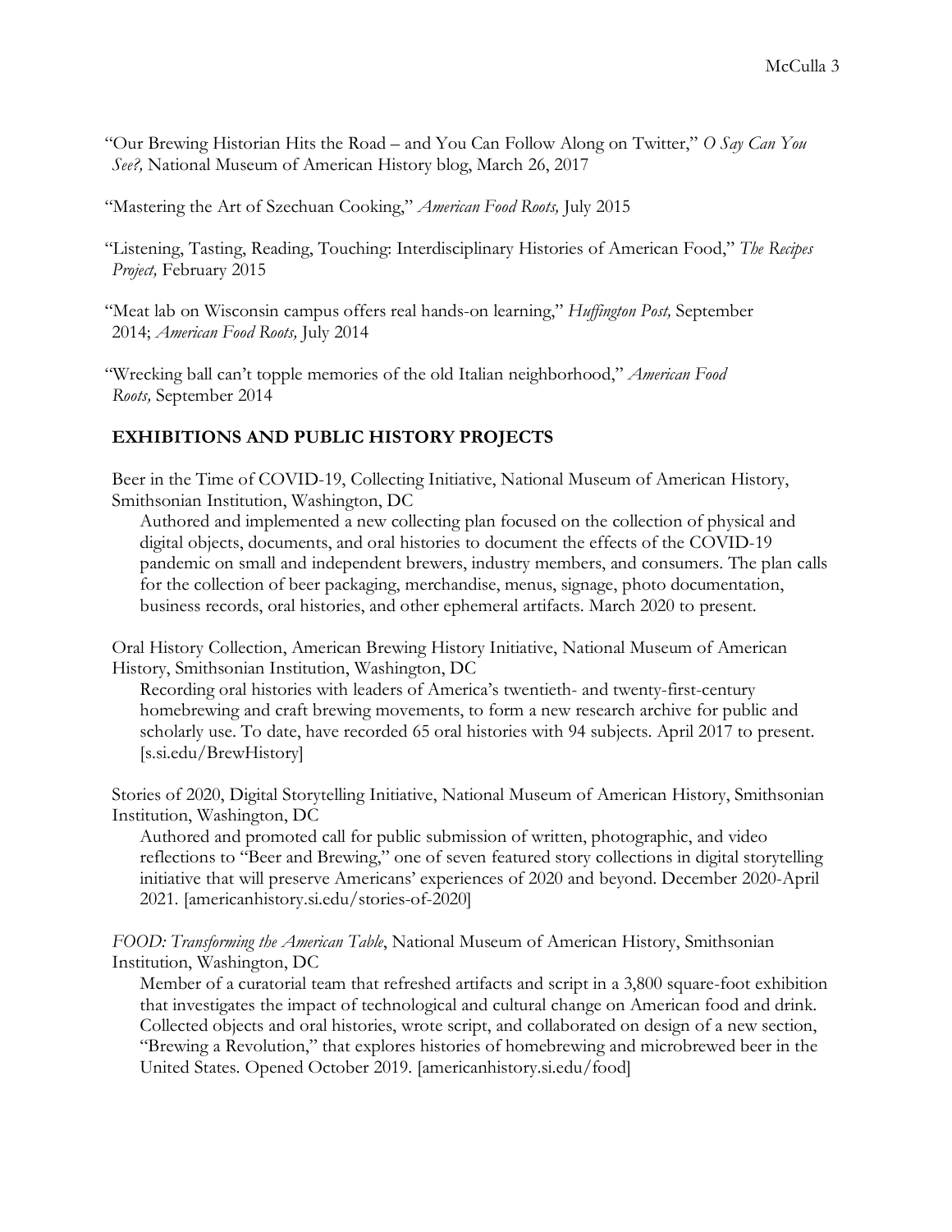"Our Brewing Historian Hits the Road – and You Can Follow Along on Twitter," *O Say Can You See?,* National Museum of American History blog, March 26, 2017

"Mastering the Art of Szechuan Cooking," *American Food Roots,* July 2015

"Listening, Tasting, Reading, Touching: Interdisciplinary Histories of American Food," *The Recipes Project,* February 2015

"Meat lab on Wisconsin campus offers real hands-on learning," *Huffington Post,* September 2014; *American Food Roots,* July 2014

"Wrecking ball can't topple memories of the old Italian neighborhood," *American Food Roots,* September 2014

## EXHIBITIONS AND PUBLIC HISTORY PROJECTS

Beer in the Time of COVID-19, Collecting Initiative, National Museum of American History, Smithsonian Institution, Washington, DC

Authored and implemented a new collecting plan focused on the collection of physical and digital objects, documents, and oral histories to document the effects of the COVID-19 pandemic on small and independent brewers, industry members, and consumers. The plan calls for the collection of beer packaging, merchandise, menus, signage, photo documentation, business records, oral histories, and other ephemeral artifacts. March 2020 to present.

Oral History Collection, American Brewing History Initiative, National Museum of American History, Smithsonian Institution, Washington, DC

Recording oral histories with leaders of America's twentieth- and twenty-first-century homebrewing and craft brewing movements, to form a new research archive for public and scholarly use. To date, have recorded 65 oral histories with 94 subjects. April 2017 to present. [s.si.edu/BrewHistory]

Stories of 2020, Digital Storytelling Initiative, National Museum of American History, Smithsonian Institution, Washington, DC

Authored and promoted call for public submission of written, photographic, and video reflections to "Beer and Brewing," one of seven featured story collections in digital storytelling initiative that will preserve Americans' experiences of 2020 and beyond. December 2020-April 2021. [americanhistory.si.edu/stories-of-2020]

*FOOD: Transforming the American Table*, National Museum of American History, Smithsonian Institution, Washington, DC

Member of a curatorial team that refreshed artifacts and script in a 3,800 square-foot exhibition that investigates the impact of technological and cultural change on American food and drink. Collected objects and oral histories, wrote script, and collaborated on design of a new section, "Brewing a Revolution," that explores histories of homebrewing and microbrewed beer in the United States. Opened October 2019. [americanhistory.si.edu/food]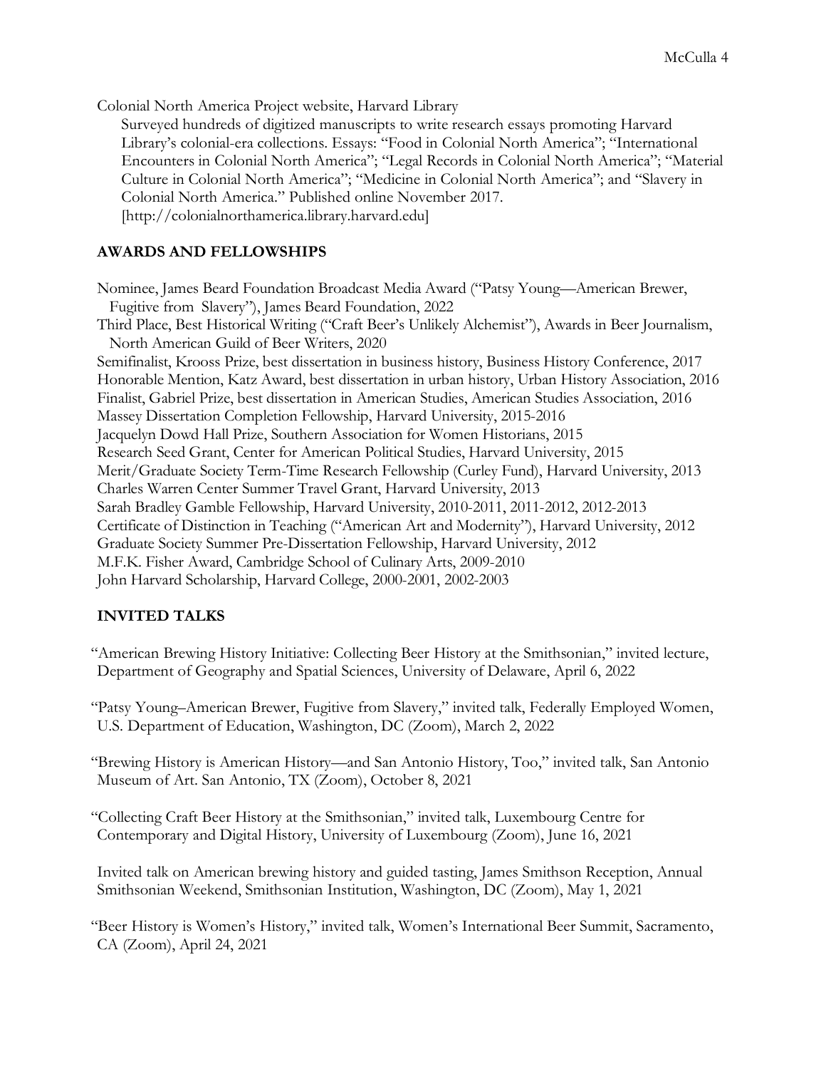Colonial North America Project website, Harvard Library
Surveyed hundreds of digitized manuscripts to write research essays promoting Harvard Library's colonial-era collections. Essays: "Food in Colonial North America"; "International Encounters in Colonial North America"; "Legal Records in Colonial North America"; "Material Culture in Colonial North America"; "Medicine in Colonial North America"; and "Slavery in Colonial North America." Published online November 2017. [http://colonialnorthamerica.library.harvard.edu]

## AWARDS AND FELLOWSHIPS

Nominee, James Beard Foundation Broadcast Media Award ("Patsy Young—American Brewer, Fugitive from Slavery"), James Beard Foundation, 2022
Third Place, Best Historical Writing ("Craft Beer's Unlikely Alchemist"), Awards in Beer Journalism, North American Guild of Beer Writers, 2020
Semifinalist, Krooss Prize, best dissertation in business history, Business History Conference, 2017
Honorable Mention, Katz Award, best dissertation in urban history, Urban History Association, 2016
Finalist, Gabriel Prize, best dissertation in American Studies, American Studies Association, 2016
Massey Dissertation Completion Fellowship, Harvard University, 2015-2016
Jacquelyn Dowd Hall Prize, Southern Association for Women Historians, 2015
Research Seed Grant, Center for American Political Studies, Harvard University, 2015
Merit/Graduate Society Term-Time Research Fellowship (Curley Fund), Harvard University, 2013
Charles Warren Center Summer Travel Grant, Harvard University, 2013
Sarah Bradley Gamble Fellowship, Harvard University, 2010-2011, 2011-2012, 2012-2013
Certificate of Distinction in Teaching ("American Art and Modernity"), Harvard University, 2012
Graduate Society Summer Pre-Dissertation Fellowship, Harvard University, 2012
M.F.K. Fisher Award, Cambridge School of Culinary Arts, 2009-2010
John Harvard Scholarship, Harvard College, 2000-2001, 2002-2003

## INVITED TALKS

"American Brewing History Initiative: Collecting Beer History at the Smithsonian," invited lecture, Department of Geography and Spatial Sciences, University of Delaware, April 6, 2022

"Patsy Young–American Brewer, Fugitive from Slavery," invited talk, Federally Employed Women, U.S. Department of Education, Washington, DC (Zoom), March 2, 2022

"Brewing History is American History—and San Antonio History, Too," invited talk, San Antonio Museum of Art. San Antonio, TX (Zoom), October 8, 2021

"Collecting Craft Beer History at the Smithsonian," invited talk, Luxembourg Centre for Contemporary and Digital History, University of Luxembourg (Zoom), June 16, 2021

Invited talk on American brewing history and guided tasting, James Smithson Reception, Annual Smithsonian Weekend, Smithsonian Institution, Washington, DC (Zoom), May 1, 2021

"Beer History is Women's History," invited talk, Women's International Beer Summit, Sacramento, CA (Zoom), April 24, 2021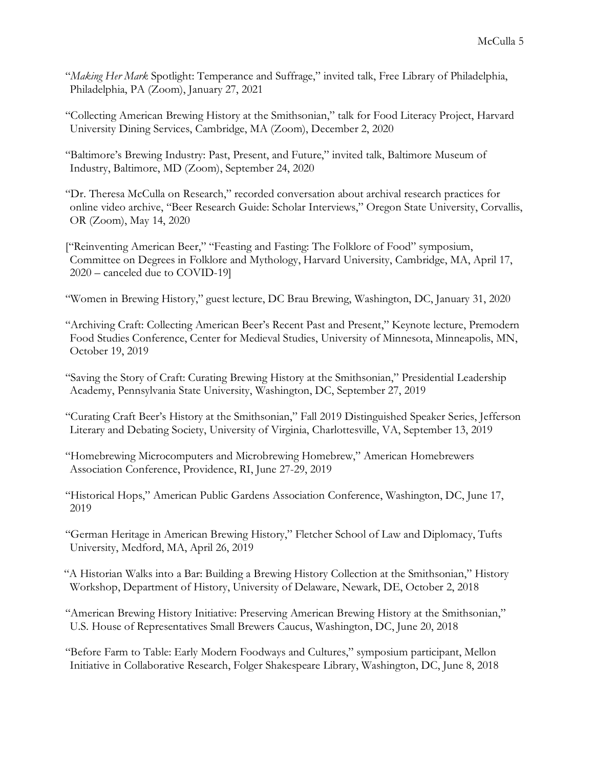"*Making Her Mark* Spotlight: Temperance and Suffrage," invited talk, Free Library of Philadelphia, Philadelphia, PA (Zoom), January 27, 2021

"Collecting American Brewing History at the Smithsonian," talk for Food Literacy Project, Harvard University Dining Services, Cambridge, MA (Zoom), December 2, 2020

"Baltimore's Brewing Industry: Past, Present, and Future," invited talk, Baltimore Museum of Industry, Baltimore, MD (Zoom), September 24, 2020

"Dr. Theresa McCulla on Research," recorded conversation about archival research practices for online video archive, "Beer Research Guide: Scholar Interviews," Oregon State University, Corvallis, OR (Zoom), May 14, 2020

["Reinventing American Beer," "Feasting and Fasting: The Folklore of Food" symposium, Committee on Degrees in Folklore and Mythology, Harvard University, Cambridge, MA, April 17, 2020 – canceled due to COVID-19]

"Women in Brewing History," guest lecture, DC Brau Brewing, Washington, DC, January 31, 2020

"Archiving Craft: Collecting American Beer's Recent Past and Present," Keynote lecture, Premodern Food Studies Conference, Center for Medieval Studies, University of Minnesota, Minneapolis, MN, October 19, 2019

"Saving the Story of Craft: Curating Brewing History at the Smithsonian," Presidential Leadership Academy, Pennsylvania State University, Washington, DC, September 27, 2019

"Curating Craft Beer's History at the Smithsonian," Fall 2019 Distinguished Speaker Series, Jefferson Literary and Debating Society, University of Virginia, Charlottesville, VA, September 13, 2019

"Homebrewing Microcomputers and Microbrewing Homebrew," American Homebrewers Association Conference, Providence, RI, June 27-29, 2019

"Historical Hops," American Public Gardens Association Conference, Washington, DC, June 17, 2019

"German Heritage in American Brewing History," Fletcher School of Law and Diplomacy, Tufts University, Medford, MA, April 26, 2019

"A Historian Walks into a Bar: Building a Brewing History Collection at the Smithsonian," History Workshop, Department of History, University of Delaware, Newark, DE, October 2, 2018

"American Brewing History Initiative: Preserving American Brewing History at the Smithsonian," U.S. House of Representatives Small Brewers Caucus, Washington, DC, June 20, 2018

"Before Farm to Table: Early Modern Foodways and Cultures," symposium participant, Mellon Initiative in Collaborative Research, Folger Shakespeare Library, Washington, DC, June 8, 2018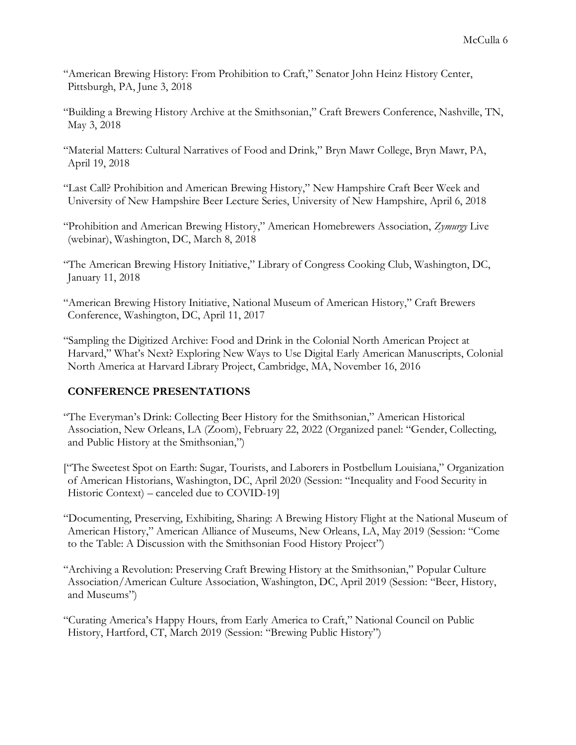"American Brewing History: From Prohibition to Craft," Senator John Heinz History Center, Pittsburgh, PA, June 3, 2018

"Building a Brewing History Archive at the Smithsonian," Craft Brewers Conference, Nashville, TN, May 3, 2018

"Material Matters: Cultural Narratives of Food and Drink," Bryn Mawr College, Bryn Mawr, PA, April 19, 2018

"Last Call? Prohibition and American Brewing History," New Hampshire Craft Beer Week and University of New Hampshire Beer Lecture Series, University of New Hampshire, April 6, 2018

"Prohibition and American Brewing History," American Homebrewers Association, *Zymurgy* Live (webinar), Washington, DC, March 8, 2018

"The American Brewing History Initiative," Library of Congress Cooking Club, Washington, DC, January 11, 2018

"American Brewing History Initiative, National Museum of American History," Craft Brewers Conference, Washington, DC, April 11, 2017

"Sampling the Digitized Archive: Food and Drink in the Colonial North American Project at Harvard," What's Next? Exploring New Ways to Use Digital Early American Manuscripts, Colonial North America at Harvard Library Project, Cambridge, MA, November 16, 2016

## CONFERENCE PRESENTATIONS

"The Everyman's Drink: Collecting Beer History for the Smithsonian," American Historical Association, New Orleans, LA (Zoom), February 22, 2022 (Organized panel: "Gender, Collecting, and Public History at the Smithsonian,")

["The Sweetest Spot on Earth: Sugar, Tourists, and Laborers in Postbellum Louisiana," Organization of American Historians, Washington, DC, April 2020 (Session: "Inequality and Food Security in Historic Context) – canceled due to COVID-19]

"Documenting, Preserving, Exhibiting, Sharing: A Brewing History Flight at the National Museum of American History," American Alliance of Museums, New Orleans, LA, May 2019 (Session: "Come to the Table: A Discussion with the Smithsonian Food History Project")

"Archiving a Revolution: Preserving Craft Brewing History at the Smithsonian," Popular Culture Association/American Culture Association, Washington, DC, April 2019 (Session: "Beer, History, and Museums")

"Curating America's Happy Hours, from Early America to Craft," National Council on Public History, Hartford, CT, March 2019 (Session: "Brewing Public History")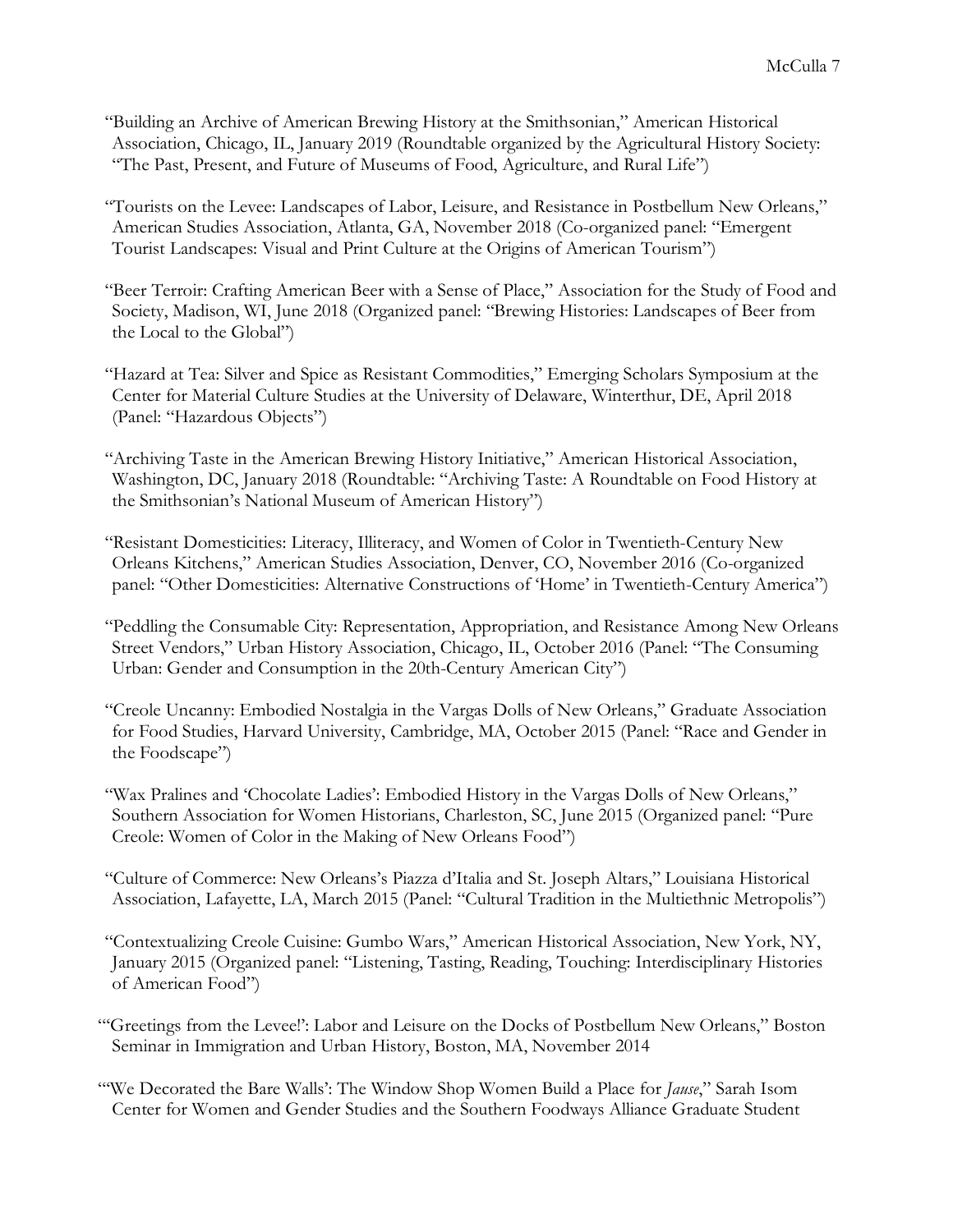"Building an Archive of American Brewing History at the Smithsonian," American Historical Association, Chicago, IL, January 2019 (Roundtable organized by the Agricultural History Society: "The Past, Present, and Future of Museums of Food, Agriculture, and Rural Life")

"Tourists on the Levee: Landscapes of Labor, Leisure, and Resistance in Postbellum New Orleans," American Studies Association, Atlanta, GA, November 2018 (Co-organized panel: "Emergent Tourist Landscapes: Visual and Print Culture at the Origins of American Tourism")

"Beer Terroir: Crafting American Beer with a Sense of Place," Association for the Study of Food and Society, Madison, WI, June 2018 (Organized panel: "Brewing Histories: Landscapes of Beer from the Local to the Global")

"Hazard at Tea: Silver and Spice as Resistant Commodities," Emerging Scholars Symposium at the Center for Material Culture Studies at the University of Delaware, Winterthur, DE, April 2018 (Panel: "Hazardous Objects")

"Archiving Taste in the American Brewing History Initiative," American Historical Association, Washington, DC, January 2018 (Roundtable: "Archiving Taste: A Roundtable on Food History at the Smithsonian's National Museum of American History")

"Resistant Domesticities: Literacy, Illiteracy, and Women of Color in Twentieth-Century New Orleans Kitchens," American Studies Association, Denver, CO, November 2016 (Co-organized panel: "Other Domesticities: Alternative Constructions of 'Home' in Twentieth-Century America")

"Peddling the Consumable City: Representation, Appropriation, and Resistance Among New Orleans Street Vendors," Urban History Association, Chicago, IL, October 2016 (Panel: "The Consuming Urban: Gender and Consumption in the 20th-Century American City")

"Creole Uncanny: Embodied Nostalgia in the Vargas Dolls of New Orleans," Graduate Association for Food Studies, Harvard University, Cambridge, MA, October 2015 (Panel: "Race and Gender in the Foodscape")

"Wax Pralines and 'Chocolate Ladies': Embodied History in the Vargas Dolls of New Orleans," Southern Association for Women Historians, Charleston, SC, June 2015 (Organized panel: "Pure Creole: Women of Color in the Making of New Orleans Food")

"Culture of Commerce: New Orleans's Piazza d'Italia and St. Joseph Altars," Louisiana Historical Association, Lafayette, LA, March 2015 (Panel: "Cultural Tradition in the Multiethnic Metropolis")

"Contextualizing Creole Cuisine: Gumbo Wars," American Historical Association, New York, NY, January 2015 (Organized panel: "Listening, Tasting, Reading, Touching: Interdisciplinary Histories of American Food")

"'Greetings from the Levee!': Labor and Leisure on the Docks of Postbellum New Orleans," Boston Seminar in Immigration and Urban History, Boston, MA, November 2014

"'We Decorated the Bare Walls': The Window Shop Women Build a Place for *Jause*," Sarah Isom Center for Women and Gender Studies and the Southern Foodways Alliance Graduate Student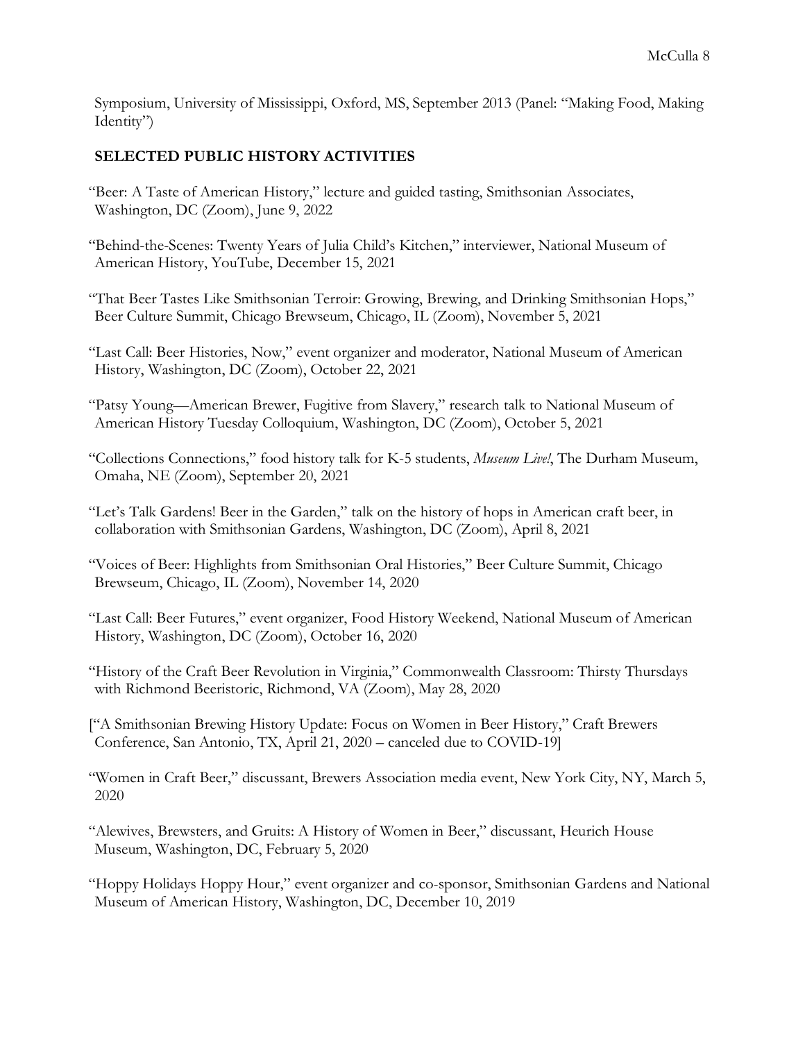Symposium, University of Mississippi, Oxford, MS, September 2013 (Panel: "Making Food, Making Identity")

## SELECTED PUBLIC HISTORY ACTIVITIES

"Beer: A Taste of American History," lecture and guided tasting, Smithsonian Associates, Washington, DC (Zoom), June 9, 2022

"Behind-the-Scenes: Twenty Years of Julia Child's Kitchen," interviewer, National Museum of American History, YouTube, December 15, 2021

"That Beer Tastes Like Smithsonian Terroir: Growing, Brewing, and Drinking Smithsonian Hops," Beer Culture Summit, Chicago Brewseum, Chicago, IL (Zoom), November 5, 2021

"Last Call: Beer Histories, Now," event organizer and moderator, National Museum of American History, Washington, DC (Zoom), October 22, 2021

"Patsy Young—American Brewer, Fugitive from Slavery," research talk to National Museum of American History Tuesday Colloquium, Washington, DC (Zoom), October 5, 2021

"Collections Connections," food history talk for K-5 students, *Museum Live!*, The Durham Museum, Omaha, NE (Zoom), September 20, 2021

"Let's Talk Gardens! Beer in the Garden," talk on the history of hops in American craft beer, in collaboration with Smithsonian Gardens, Washington, DC (Zoom), April 8, 2021

"Voices of Beer: Highlights from Smithsonian Oral Histories," Beer Culture Summit, Chicago Brewseum, Chicago, IL (Zoom), November 14, 2020

"Last Call: Beer Futures," event organizer, Food History Weekend, National Museum of American History, Washington, DC (Zoom), October 16, 2020

"History of the Craft Beer Revolution in Virginia," Commonwealth Classroom: Thirsty Thursdays with Richmond Beeristoric, Richmond, VA (Zoom), May 28, 2020

["A Smithsonian Brewing History Update: Focus on Women in Beer History," Craft Brewers Conference, San Antonio, TX, April 21, 2020 – canceled due to COVID-19]

"Women in Craft Beer," discussant, Brewers Association media event, New York City, NY, March 5, 2020

"Alewives, Brewsters, and Gruits: A History of Women in Beer," discussant, Heurich House Museum, Washington, DC, February 5, 2020

"Hoppy Holidays Hoppy Hour," event organizer and co-sponsor, Smithsonian Gardens and National Museum of American History, Washington, DC, December 10, 2019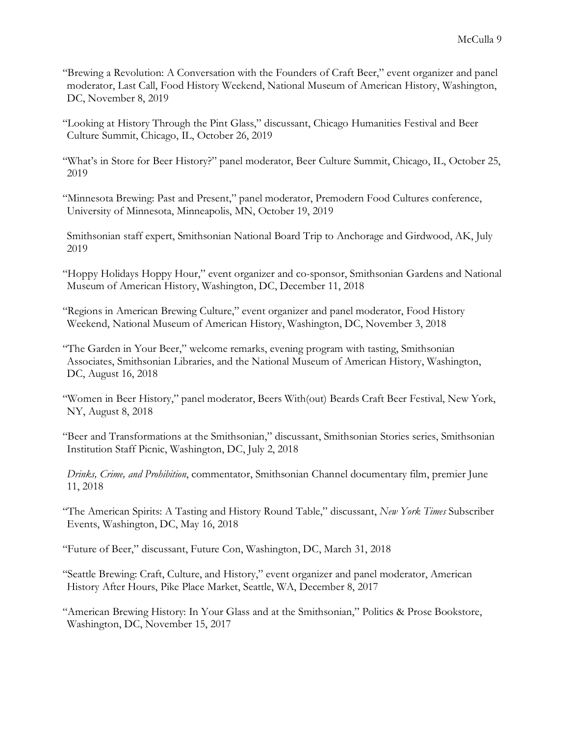"Brewing a Revolution: A Conversation with the Founders of Craft Beer," event organizer and panel moderator, Last Call, Food History Weekend, National Museum of American History, Washington, DC, November 8, 2019

"Looking at History Through the Pint Glass," discussant, Chicago Humanities Festival and Beer Culture Summit, Chicago, IL, October 26, 2019

"What's in Store for Beer History?" panel moderator, Beer Culture Summit, Chicago, IL, October 25, 2019

"Minnesota Brewing: Past and Present," panel moderator, Premodern Food Cultures conference, University of Minnesota, Minneapolis, MN, October 19, 2019

Smithsonian staff expert, Smithsonian National Board Trip to Anchorage and Girdwood, AK, July 2019

"Hoppy Holidays Hoppy Hour," event organizer and co-sponsor, Smithsonian Gardens and National Museum of American History, Washington, DC, December 11, 2018

"Regions in American Brewing Culture," event organizer and panel moderator, Food History Weekend, National Museum of American History, Washington, DC, November 3, 2018

"The Garden in Your Beer," welcome remarks, evening program with tasting, Smithsonian Associates, Smithsonian Libraries, and the National Museum of American History, Washington, DC, August 16, 2018

"Women in Beer History," panel moderator, Beers With(out) Beards Craft Beer Festival, New York, NY, August 8, 2018

"Beer and Transformations at the Smithsonian," discussant, Smithsonian Stories series, Smithsonian Institution Staff Picnic, Washington, DC, July 2, 2018

*Drinks, Crime, and Prohibition*, commentator, Smithsonian Channel documentary film, premier June 11, 2018

"The American Spirits: A Tasting and History Round Table," discussant, *New York Times* Subscriber Events, Washington, DC, May 16, 2018

"Future of Beer," discussant, Future Con, Washington, DC, March 31, 2018

"Seattle Brewing: Craft, Culture, and History," event organizer and panel moderator, American History After Hours, Pike Place Market, Seattle, WA, December 8, 2017

"American Brewing History: In Your Glass and at the Smithsonian," Politics & Prose Bookstore, Washington, DC, November 15, 2017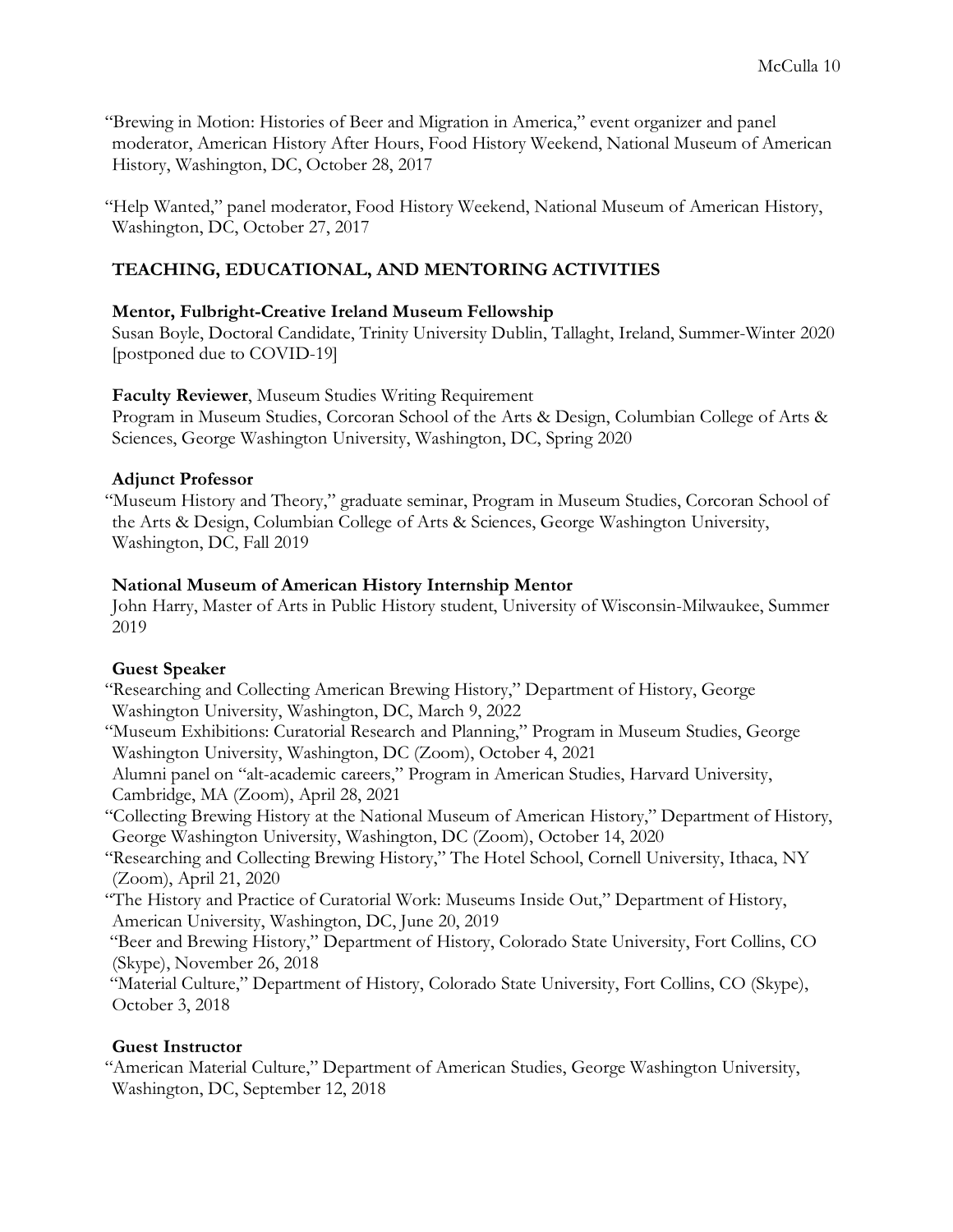"Brewing in Motion: Histories of Beer and Migration in America," event organizer and panel moderator, American History After Hours, Food History Weekend, National Museum of American History, Washington, DC, October 28, 2017

"Help Wanted," panel moderator, Food History Weekend, National Museum of American History, Washington, DC, October 27, 2017

## TEACHING, EDUCATIONAL, AND MENTORING ACTIVITIES

**Mentor, Fulbright-Creative Ireland Museum Fellowship**
Susan Boyle, Doctoral Candidate, Trinity University Dublin, Tallaght, Ireland, Summer-Winter 2020 [postponed due to COVID-19]

**Faculty Reviewer**, Museum Studies Writing Requirement
Program in Museum Studies, Corcoran School of the Arts & Design, Columbian College of Arts & Sciences, George Washington University, Washington, DC, Spring 2020

**Adjunct Professor**
"Museum History and Theory," graduate seminar, Program in Museum Studies, Corcoran School of the Arts & Design, Columbian College of Arts & Sciences, George Washington University, Washington, DC, Fall 2019

**National Museum of American History Internship Mentor**
John Harry, Master of Arts in Public History student, University of Wisconsin-Milwaukee, Summer 2019

**Guest Speaker**
"Researching and Collecting American Brewing History," Department of History, George Washington University, Washington, DC, March 9, 2022
"Museum Exhibitions: Curatorial Research and Planning," Program in Museum Studies, George Washington University, Washington, DC (Zoom), October 4, 2021
Alumni panel on "alt-academic careers," Program in American Studies, Harvard University, Cambridge, MA (Zoom), April 28, 2021
"Collecting Brewing History at the National Museum of American History," Department of History, George Washington University, Washington, DC (Zoom), October 14, 2020
"Researching and Collecting Brewing History," The Hotel School, Cornell University, Ithaca, NY (Zoom), April 21, 2020
"The History and Practice of Curatorial Work: Museums Inside Out," Department of History, American University, Washington, DC, June 20, 2019
"Beer and Brewing History," Department of History, Colorado State University, Fort Collins, CO (Skype), November 26, 2018
"Material Culture," Department of History, Colorado State University, Fort Collins, CO (Skype), October 3, 2018

**Guest Instructor**
"American Material Culture," Department of American Studies, George Washington University, Washington, DC, September 12, 2018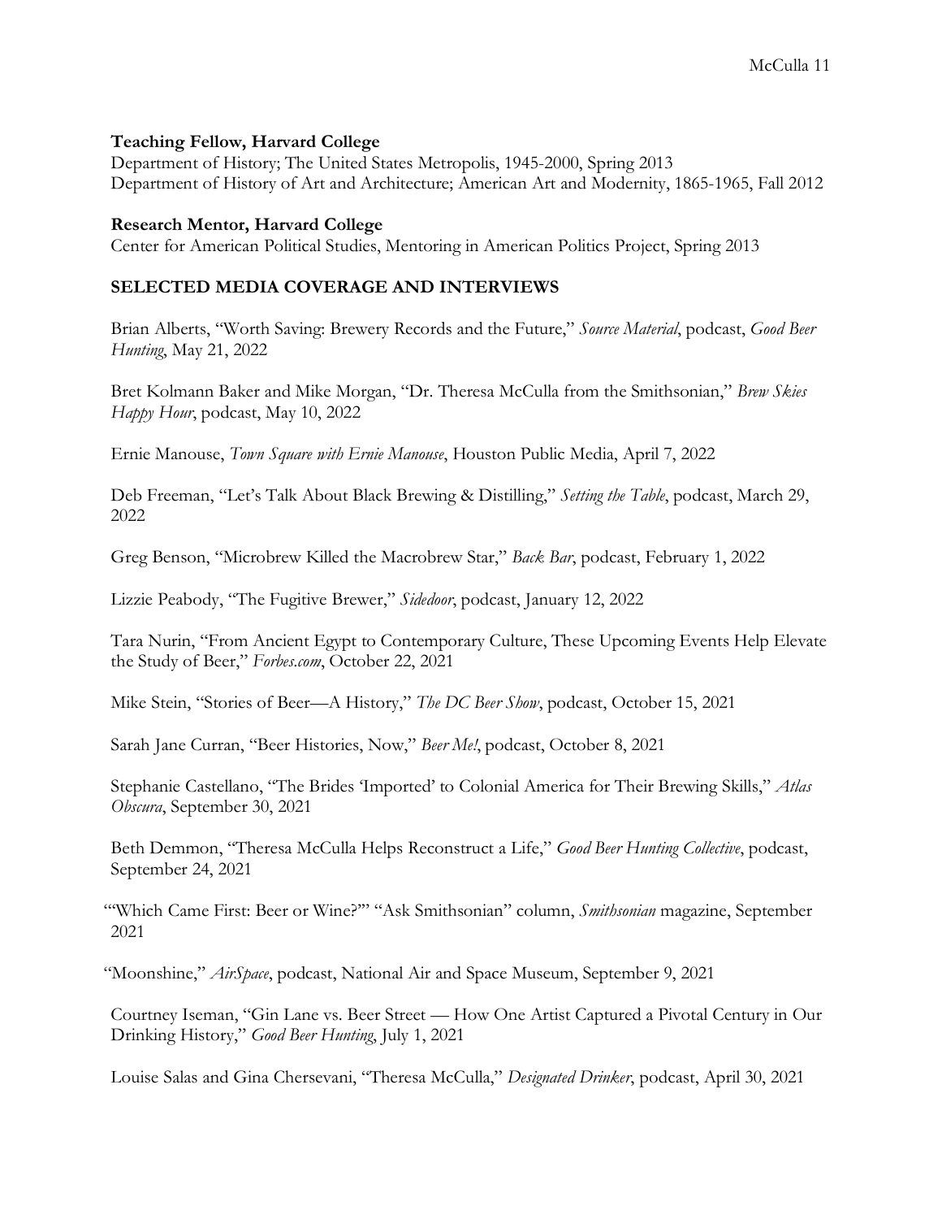**Teaching Fellow, Harvard College**
Department of History; The United States Metropolis, 1945-2000, Spring 2013
Department of History of Art and Architecture; American Art and Modernity, 1865-1965, Fall 2012

**Research Mentor, Harvard College**
Center for American Political Studies, Mentoring in American Politics Project, Spring 2013

## SELECTED MEDIA COVERAGE AND INTERVIEWS

Brian Alberts, "Worth Saving: Brewery Records and the Future," *Source Material*, podcast, *Good Beer Hunting*, May 21, 2022

Bret Kolmann Baker and Mike Morgan, "Dr. Theresa McCulla from the Smithsonian," *Brew Skies Happy Hour*, podcast, May 10, 2022

Ernie Manouse, *Town Square with Ernie Manouse*, Houston Public Media, April 7, 2022

Deb Freeman, "Let's Talk About Black Brewing & Distilling," *Setting the Table*, podcast, March 29, 2022

Greg Benson, "Microbrew Killed the Macrobrew Star," *Back Bar*, podcast, February 1, 2022

Lizzie Peabody, "The Fugitive Brewer," *Sidedoor*, podcast, January 12, 2022

Tara Nurin, "From Ancient Egypt to Contemporary Culture, These Upcoming Events Help Elevate the Study of Beer," *Forbes.com*, October 22, 2021

Mike Stein, "Stories of Beer—A History," *The DC Beer Show*, podcast, October 15, 2021

Sarah Jane Curran, "Beer Histories, Now," *Beer Me!*, podcast, October 8, 2021

Stephanie Castellano, "The Brides 'Imported' to Colonial America for Their Brewing Skills," *Atlas Obscura*, September 30, 2021

Beth Demmon, "Theresa McCulla Helps Reconstruct a Life," *Good Beer Hunting Collective*, podcast, September 24, 2021

"'Which Came First: Beer or Wine?'" "Ask Smithsonian" column, *Smithsonian* magazine, September 2021

"Moonshine," *AirSpace*, podcast, National Air and Space Museum, September 9, 2021

Courtney Iseman, "Gin Lane vs. Beer Street — How One Artist Captured a Pivotal Century in Our Drinking History," *Good Beer Hunting*, July 1, 2021

Louise Salas and Gina Chersevani, "Theresa McCulla," *Designated Drinker*, podcast, April 30, 2021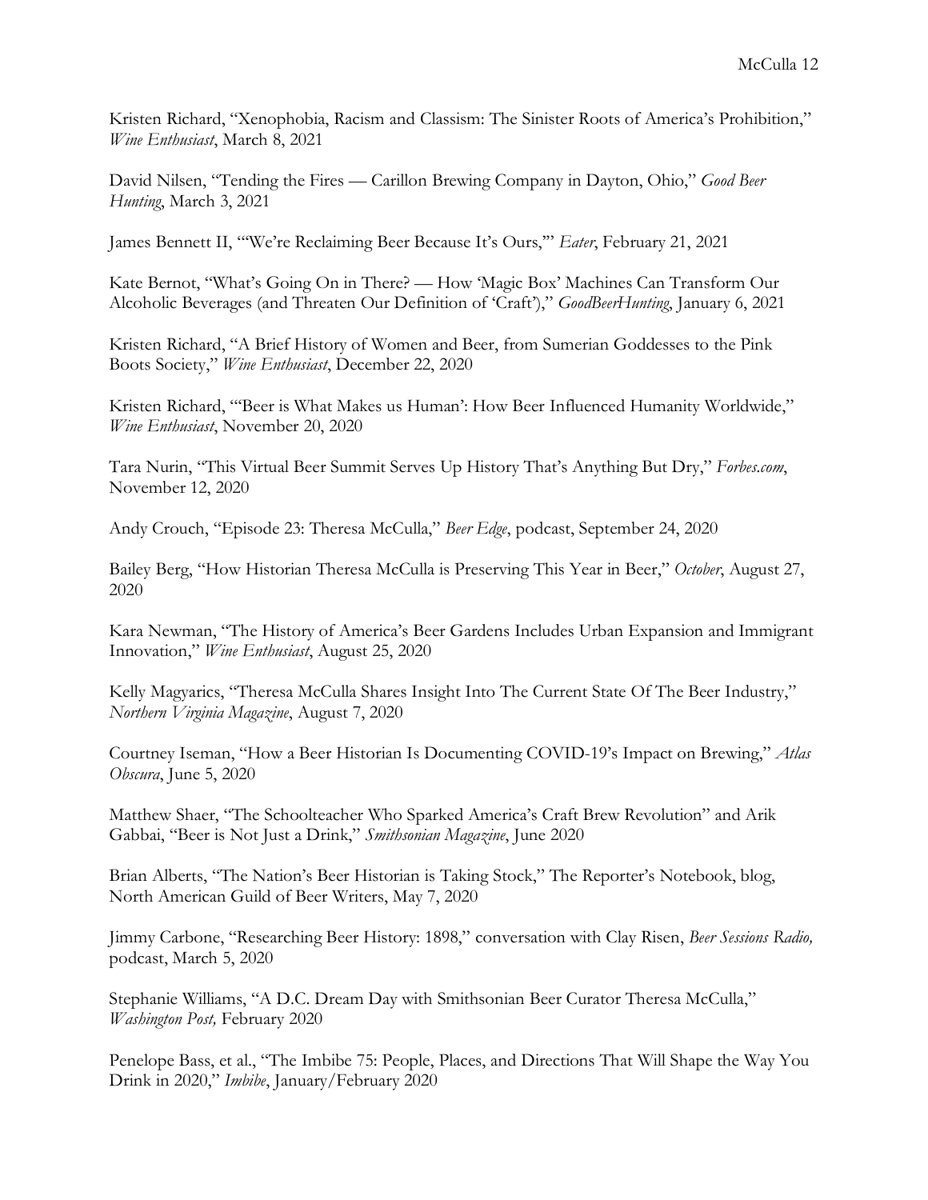Kristen Richard, "Xenophobia, Racism and Classism: The Sinister Roots of America's Prohibition," *Wine Enthusiast*, March 8, 2021

David Nilsen, "Tending the Fires — Carillon Brewing Company in Dayton, Ohio," *Good Beer Hunting*, March 3, 2021

James Bennett II, "'We're Reclaiming Beer Because It's Ours,'" *Eater*, February 21, 2021

Kate Bernot, "What's Going On in There? — How 'Magic Box' Machines Can Transform Our Alcoholic Beverages (and Threaten Our Definition of 'Craft')," *GoodBeerHunting*, January 6, 2021

Kristen Richard, "A Brief History of Women and Beer, from Sumerian Goddesses to the Pink Boots Society," *Wine Enthusiast*, December 22, 2020

Kristen Richard, "'Beer is What Makes us Human': How Beer Influenced Humanity Worldwide," *Wine Enthusiast*, November 20, 2020

Tara Nurin, "This Virtual Beer Summit Serves Up History That's Anything But Dry," *Forbes.com*, November 12, 2020

Andy Crouch, "Episode 23: Theresa McCulla," *Beer Edge*, podcast, September 24, 2020

Bailey Berg, "How Historian Theresa McCulla is Preserving This Year in Beer," *October*, August 27, 2020

Kara Newman, "The History of America's Beer Gardens Includes Urban Expansion and Immigrant Innovation," *Wine Enthusiast*, August 25, 2020

Kelly Magyarics, "Theresa McCulla Shares Insight Into The Current State Of The Beer Industry," *Northern Virginia Magazine*, August 7, 2020

Courtney Iseman, "How a Beer Historian Is Documenting COVID-19's Impact on Brewing," *Atlas Obscura*, June 5, 2020

Matthew Shaer, "The Schoolteacher Who Sparked America's Craft Brew Revolution" and Arik Gabbai, "Beer is Not Just a Drink," *Smithsonian Magazine*, June 2020

Brian Alberts, "The Nation's Beer Historian is Taking Stock," The Reporter's Notebook, blog, North American Guild of Beer Writers, May 7, 2020

Jimmy Carbone, "Researching Beer History: 1898," conversation with Clay Risen, *Beer Sessions Radio,* podcast, March 5, 2020

Stephanie Williams, "A D.C. Dream Day with Smithsonian Beer Curator Theresa McCulla," *Washington Post,* February 2020

Penelope Bass, et al., "The Imbibe 75: People, Places, and Directions That Will Shape the Way You Drink in 2020," *Imbibe*, January/February 2020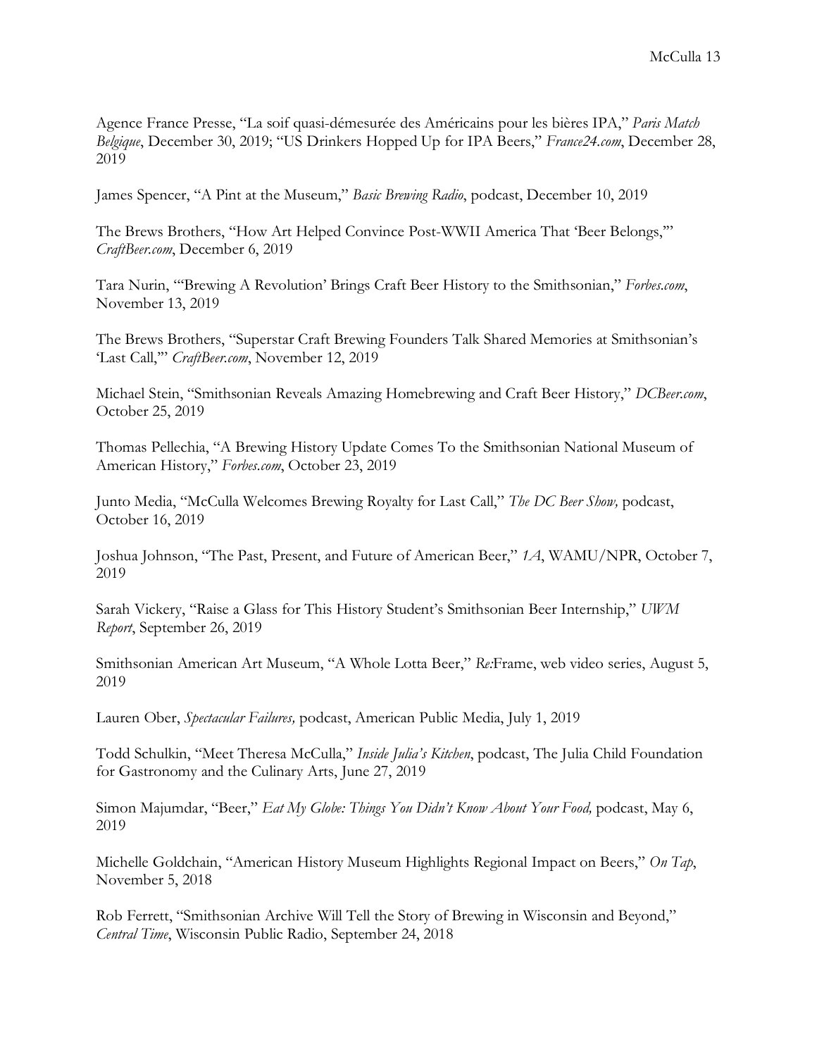Agence France Presse, "La soif quasi-démesurée des Américains pour les bières IPA," *Paris Match Belgique*, December 30, 2019; "US Drinkers Hopped Up for IPA Beers," *France24.com*, December 28, 2019

James Spencer, "A Pint at the Museum," *Basic Brewing Radio*, podcast, December 10, 2019

The Brews Brothers, "How Art Helped Convince Post-WWII America That 'Beer Belongs,'" *CraftBeer.com*, December 6, 2019

Tara Nurin, "'Brewing A Revolution' Brings Craft Beer History to the Smithsonian," *Forbes.com*, November 13, 2019

The Brews Brothers, "Superstar Craft Brewing Founders Talk Shared Memories at Smithsonian's 'Last Call,'" *CraftBeer.com*, November 12, 2019

Michael Stein, "Smithsonian Reveals Amazing Homebrewing and Craft Beer History," *DCBeer.com*, October 25, 2019

Thomas Pellechia, "A Brewing History Update Comes To the Smithsonian National Museum of American History," *Forbes.com*, October 23, 2019

Junto Media, "McCulla Welcomes Brewing Royalty for Last Call," *The DC Beer Show,* podcast, October 16, 2019

Joshua Johnson, "The Past, Present, and Future of American Beer," *1A*, WAMU/NPR, October 7, 2019

Sarah Vickery, "Raise a Glass for This History Student's Smithsonian Beer Internship," *UWM Report*, September 26, 2019

Smithsonian American Art Museum, "A Whole Lotta Beer," *Re:*Frame, web video series, August 5, 2019

Lauren Ober, *Spectacular Failures,* podcast, American Public Media, July 1, 2019

Todd Schulkin, "Meet Theresa McCulla," *Inside Julia's Kitchen*, podcast, The Julia Child Foundation for Gastronomy and the Culinary Arts, June 27, 2019

Simon Majumdar, "Beer," *Eat My Globe: Things You Didn't Know About Your Food,* podcast, May 6, 2019

Michelle Goldchain, "American History Museum Highlights Regional Impact on Beers," *On Tap*, November 5, 2018

Rob Ferrett, "Smithsonian Archive Will Tell the Story of Brewing in Wisconsin and Beyond," *Central Time*, Wisconsin Public Radio, September 24, 2018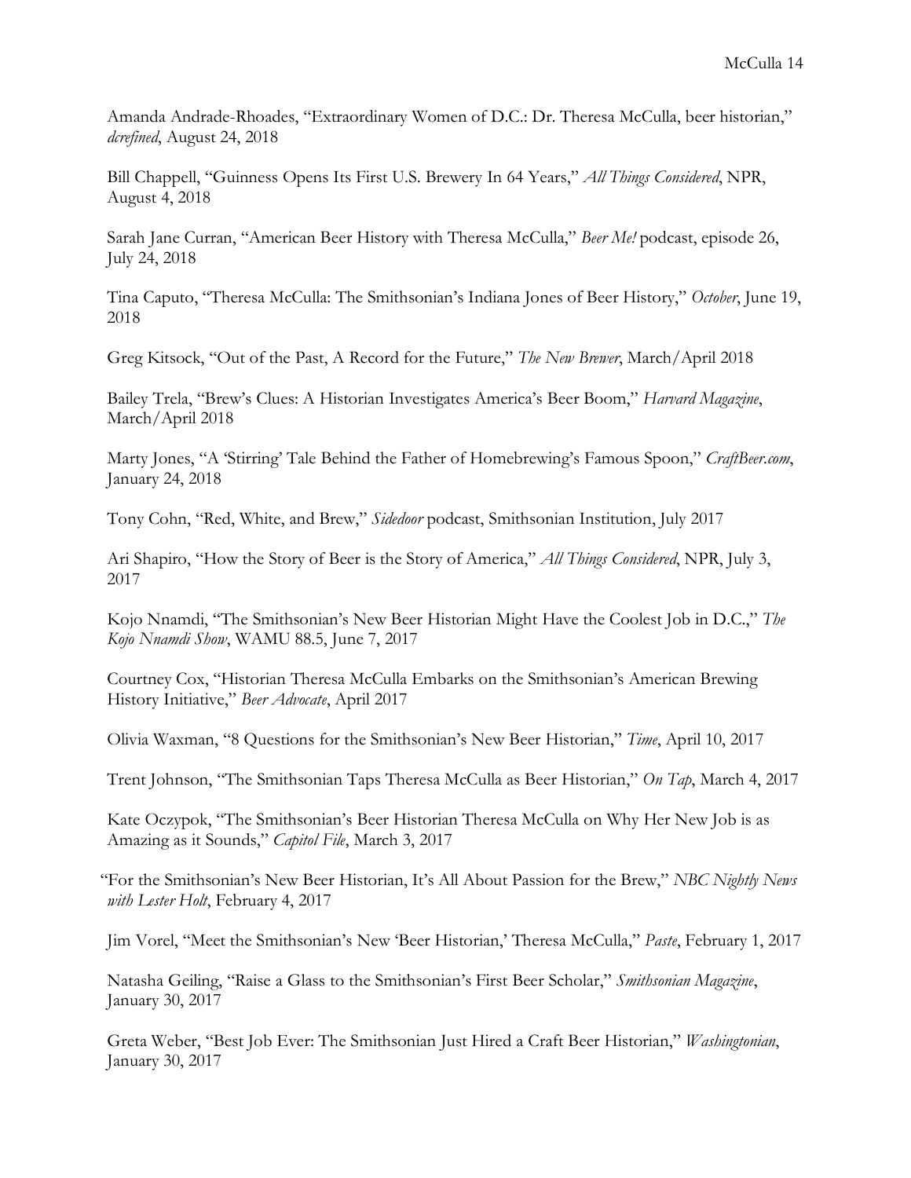Amanda Andrade-Rhoades, "Extraordinary Women of D.C.: Dr. Theresa McCulla, beer historian," *dcrefined*, August 24, 2018

Bill Chappell, "Guinness Opens Its First U.S. Brewery In 64 Years," *All Things Considered*, NPR, August 4, 2018

Sarah Jane Curran, "American Beer History with Theresa McCulla," *Beer Me!* podcast, episode 26, July 24, 2018

Tina Caputo, "Theresa McCulla: The Smithsonian's Indiana Jones of Beer History," *October*, June 19, 2018

Greg Kitsock, "Out of the Past, A Record for the Future," *The New Brewer*, March/April 2018

Bailey Trela, "Brew's Clues: A Historian Investigates America's Beer Boom," *Harvard Magazine*, March/April 2018

Marty Jones, "A 'Stirring' Tale Behind the Father of Homebrewing's Famous Spoon," *CraftBeer.com*, January 24, 2018

Tony Cohn, "Red, White, and Brew," *Sidedoor* podcast, Smithsonian Institution, July 2017

Ari Shapiro, "How the Story of Beer is the Story of America," *All Things Considered*, NPR, July 3, 2017

Kojo Nnamdi, "The Smithsonian's New Beer Historian Might Have the Coolest Job in D.C.," *The Kojo Nnamdi Show*, WAMU 88.5, June 7, 2017

Courtney Cox, "Historian Theresa McCulla Embarks on the Smithsonian's American Brewing History Initiative," *Beer Advocate*, April 2017

Olivia Waxman, "8 Questions for the Smithsonian's New Beer Historian," *Time*, April 10, 2017

Trent Johnson, "The Smithsonian Taps Theresa McCulla as Beer Historian," *On Tap*, March 4, 2017

Kate Oczypok, "The Smithsonian's Beer Historian Theresa McCulla on Why Her New Job is as Amazing as it Sounds," *Capitol File*, March 3, 2017

"For the Smithsonian's New Beer Historian, It's All About Passion for the Brew," *NBC Nightly News with Lester Holt*, February 4, 2017

Jim Vorel, "Meet the Smithsonian's New 'Beer Historian,' Theresa McCulla," *Paste*, February 1, 2017

Natasha Geiling, "Raise a Glass to the Smithsonian's First Beer Scholar," *Smithsonian Magazine*, January 30, 2017

Greta Weber, "Best Job Ever: The Smithsonian Just Hired a Craft Beer Historian," *Washingtonian*, January 30, 2017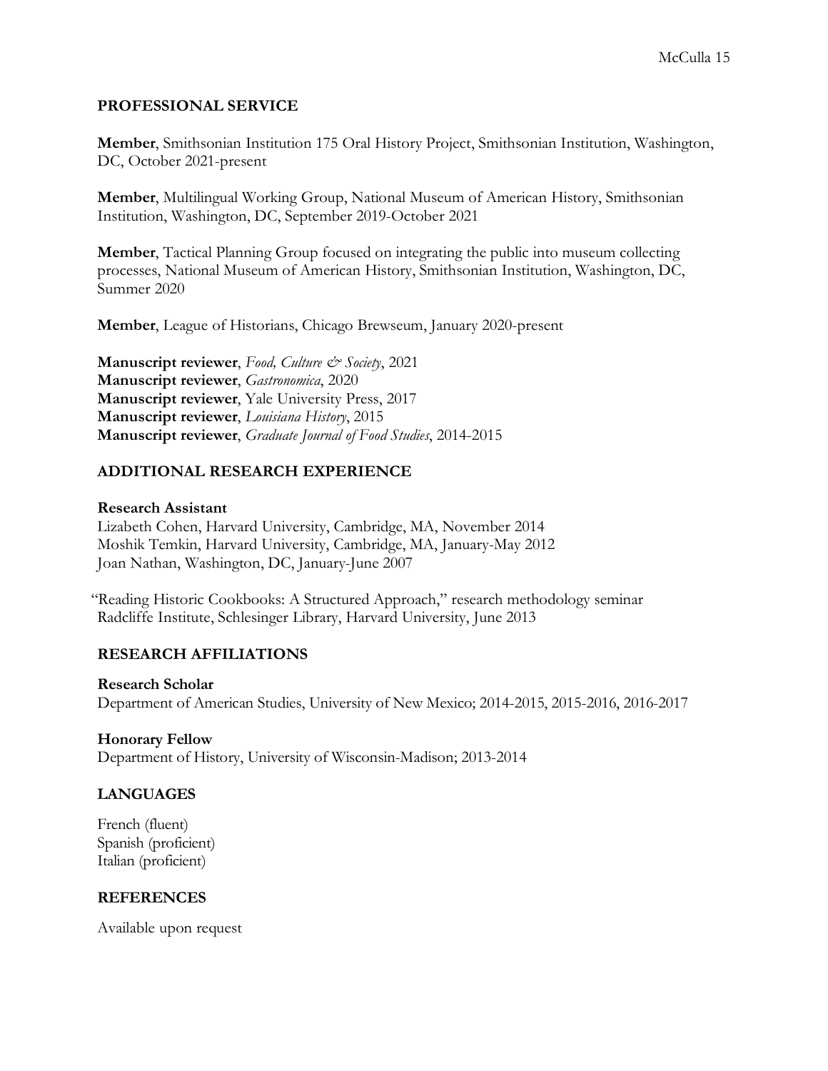## PROFESSIONAL SERVICE

**Member**, Smithsonian Institution 175 Oral History Project, Smithsonian Institution, Washington, DC, October 2021-present

**Member**, Multilingual Working Group, National Museum of American History, Smithsonian Institution, Washington, DC, September 2019-October 2021

**Member**, Tactical Planning Group focused on integrating the public into museum collecting processes, National Museum of American History, Smithsonian Institution, Washington, DC, Summer 2020

**Member**, League of Historians, Chicago Brewseum, January 2020-present

**Manuscript reviewer**, *Food, Culture & Society*, 2021
**Manuscript reviewer**, *Gastronomica*, 2020
**Manuscript reviewer**, Yale University Press, 2017
**Manuscript reviewer**, *Louisiana History*, 2015
**Manuscript reviewer**, *Graduate Journal of Food Studies*, 2014-2015

## ADDITIONAL RESEARCH EXPERIENCE

**Research Assistant**
Lizabeth Cohen, Harvard University, Cambridge, MA, November 2014
Moshik Temkin, Harvard University, Cambridge, MA, January-May 2012
Joan Nathan, Washington, DC, January-June 2007

"Reading Historic Cookbooks: A Structured Approach," research methodology seminar
Radcliffe Institute, Schlesinger Library, Harvard University, June 2013

## RESEARCH AFFILIATIONS

**Research Scholar**
Department of American Studies, University of New Mexico; 2014-2015, 2015-2016, 2016-2017

**Honorary Fellow**
Department of History, University of Wisconsin-Madison; 2013-2014

## LANGUAGES

French (fluent)
Spanish (proficient)
Italian (proficient)

## REFERENCES

Available upon request